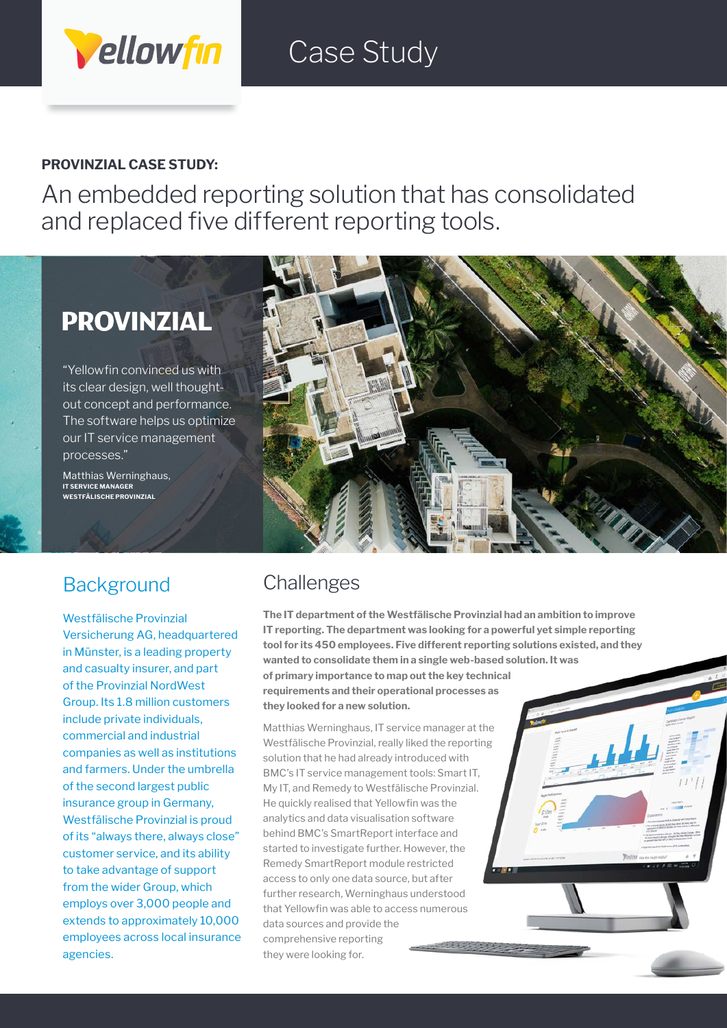Yellowfin

Case Study

**PROVINZIAL CASE STUDY:**

# An embedded reporting solution that has consolidated and replaced five different reporting tools.

## PROVINZIAL

"Yellowfin convinced us with its clear design, well thought-out concept and performance. The software helps us optimize our IT service management processes."

Matthias Werninghaus,
**IT SERVICE MANAGER**
**WESTFÄLISCHE PROVINZIAL**

## Background

Westfälische Provinzial Versicherung AG, headquartered in Münster, is a leading property and casualty insurer, and part of the Provinzial NordWest Group. Its 1.8 million customers include private individuals, commercial and industrial companies as well as institutions and farmers. Under the umbrella of the second largest public insurance group in Germany, Westfälische Provinzial is proud of its "always there, always close" customer service, and its ability to take advantage of support from the wider Group, which employs over 3,000 people and extends to approximately 10,000 employees across local insurance agencies.

## Challenges

**The IT department of the Westfälische Provinzial had an ambition to improve IT reporting. The department was looking for a powerful yet simple reporting tool for its 450 employees. Five different reporting solutions existed, and they wanted to consolidate them in a single web-based solution. It was of primary importance to map out the key technical requirements and their operational processes as they looked for a new solution.**

Matthias Werninghaus, IT service manager at the Westfälische Provinzial, really liked the reporting solution that he had already introduced with BMC's IT service management tools: Smart IT, My IT, and Remedy to Westfälische Provinzial. He quickly realised that Yellowfin was the analytics and data visualisation software behind BMC's SmartReport interface and started to investigate further. However, the Remedy SmartReport module restricted access to only one data source, but after further research, Werninghaus understood that Yellowfin was able to access numerous data sources and provide the comprehensive reporting they were looking for.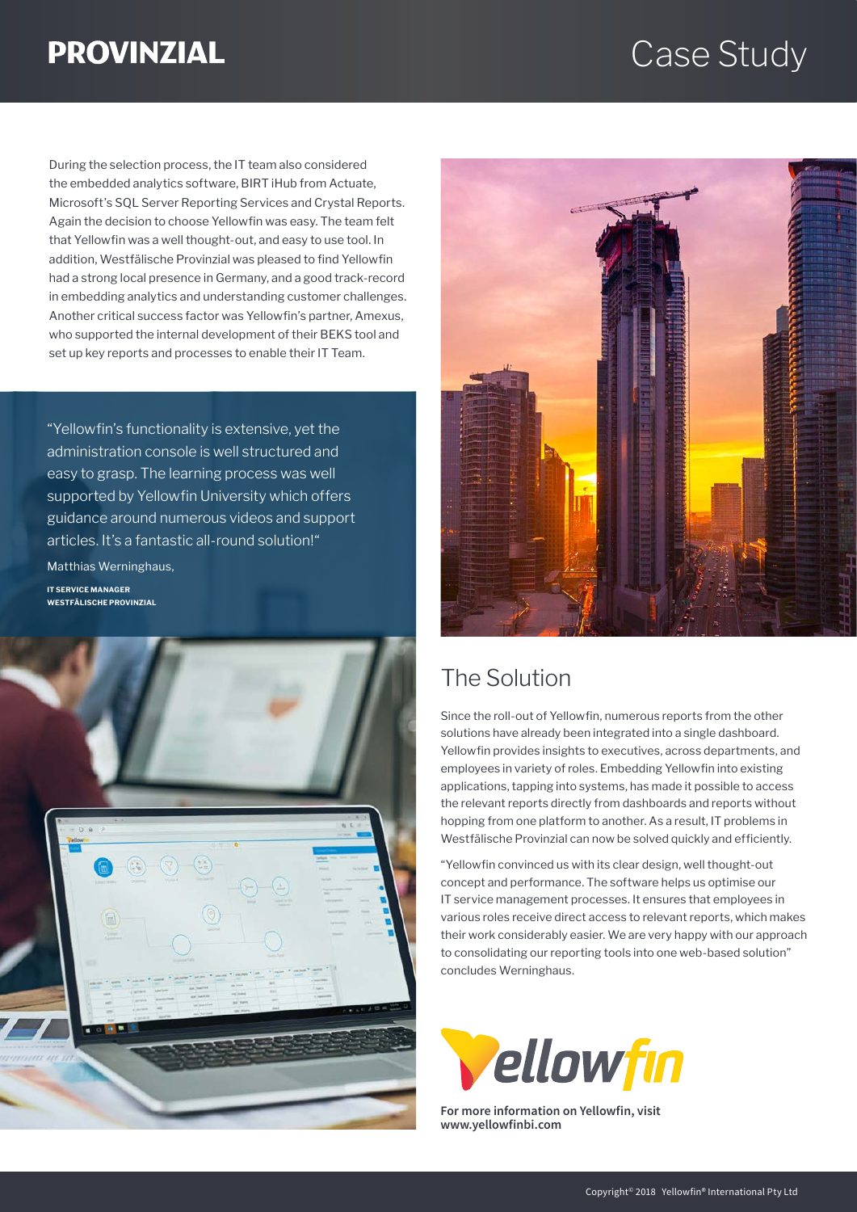During the selection process, the IT team also considered the embedded analytics software, BIRT iHub from Actuate, Microsoft's SQL Server Reporting Services and Crystal Reports. Again the decision to choose Yellowfin was easy. The team felt that Yellowfin was a well thought-out, and easy to use tool. In addition, Westfälische Provinzial was pleased to find Yellowfin had a strong local presence in Germany, and a good track-record in embedding analytics and understanding customer challenges. Another critical success factor was Yellowfin's partner, Amexus, who supported the internal development of their BEKS tool and set up key reports and processes to enable their IT Team.

> "Yellowfin's functionality is extensive, yet the administration console is well structured and easy to grasp. The learning process was well supported by Yellowfin University which offers guidance around numerous videos and support articles. It's a fantastic all-round solution!"
>
> Matthias Werninghaus,
>
> **IT SERVICE MANAGER**
> **WESTFÄLISCHE PROVINZIAL**

## The Solution

Since the roll-out of Yellowfin, numerous reports from the other solutions have already been integrated into a single dashboard. Yellowfin provides insights to executives, across departments, and employees in variety of roles. Embedding Yellowfin into existing applications, tapping into systems, has made it possible to access the relevant reports directly from dashboards and reports without hopping from one platform to another. As a result, IT problems in Westfälische Provinzial can now be solved quickly and efficiently.

"Yellowfin convinced us with its clear design, well thought-out concept and performance. The software helps us optimise our IT service management processes. It ensures that employees in various roles receive direct access to relevant reports, which makes their work considerably easier. We are very happy with our approach to consolidating our reporting tools into one web-based solution" concludes Werninghaus.

**For more information on Yellowfin, visit www.yellowfinbi.com**

Copyright® 2018 Yellowfin® International Pty Ltd